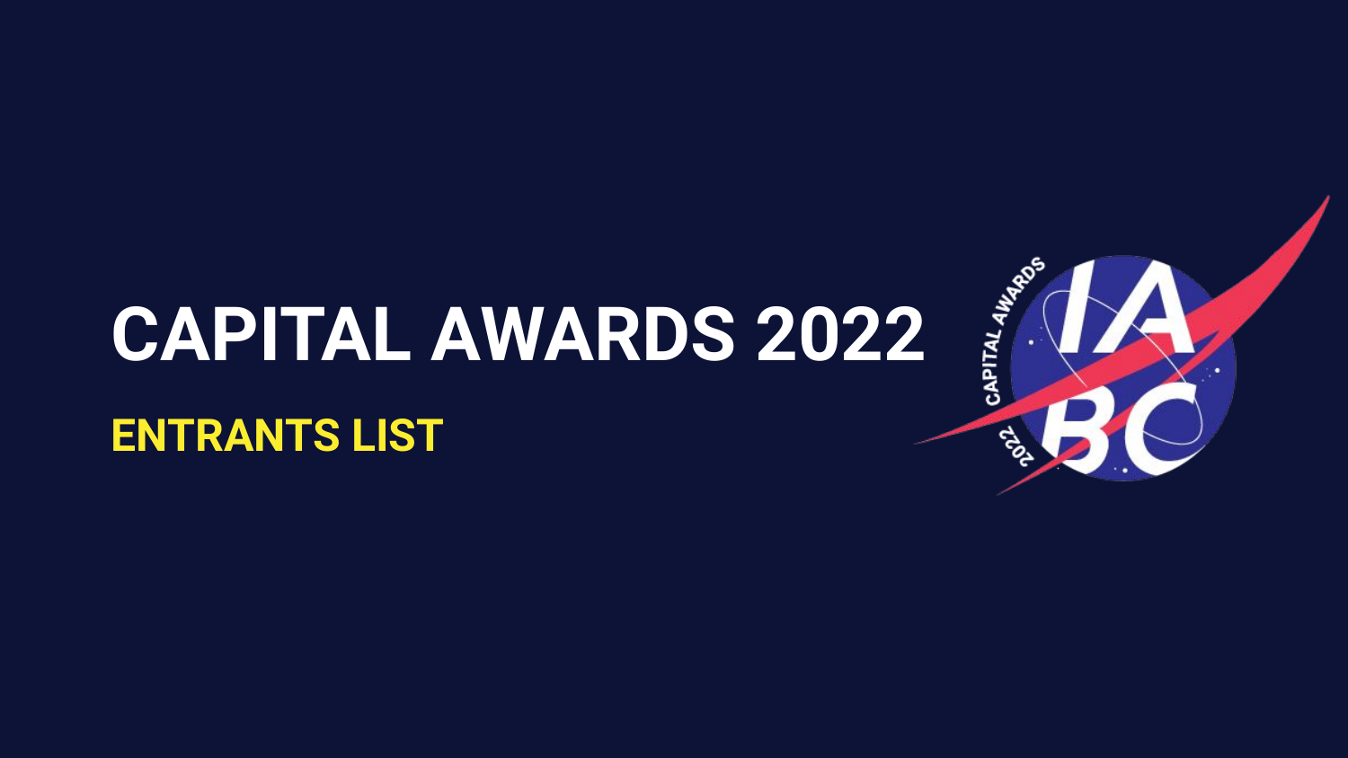# CAPITAL AWARDS 2022

## ENTRANTS LIST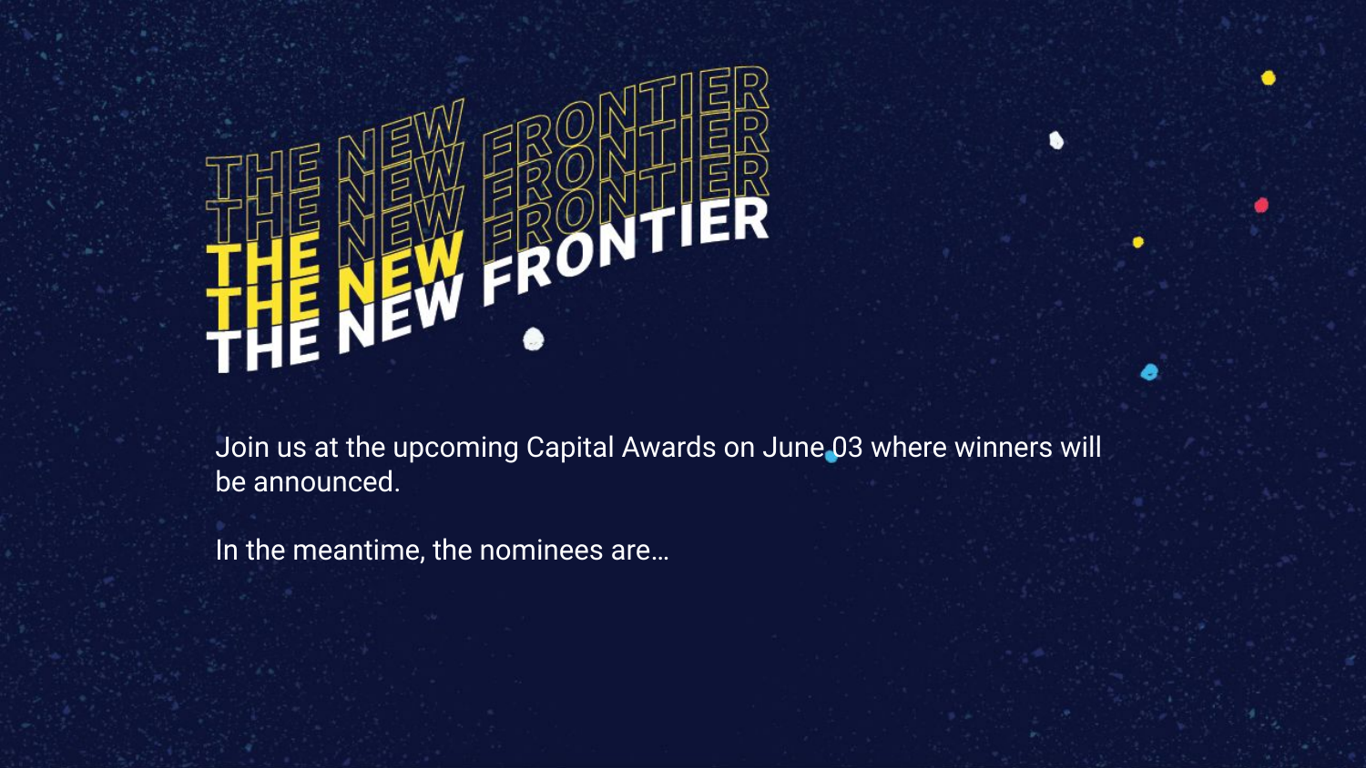# THE NEW FRONTIER

Join us at the upcoming Capital Awards on June 03 where winners will be announced.

In the meantime, the nominees are…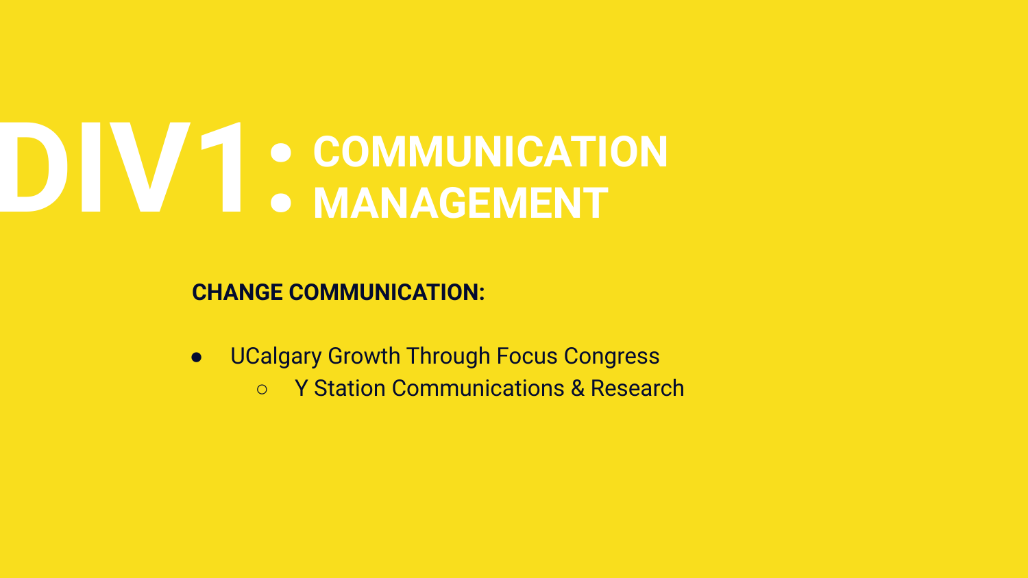# DIV1:

- COMMUNICATION
- MANAGEMENT

**CHANGE COMMUNICATION:**

- UCalgary Growth Through Focus Congress
  - Y Station Communications & Research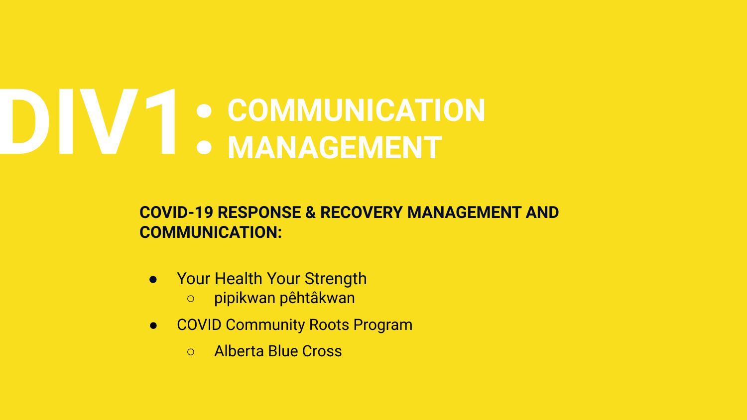# DIV1:

- **COMMUNICATION**
- **MANAGEMENT**

**COVID-19 RESPONSE & RECOVERY MANAGEMENT AND COMMUNICATION:**

- Your Health Your Strength
  - pipikwan pêhtâkwan
- COVID Community Roots Program
  - Alberta Blue Cross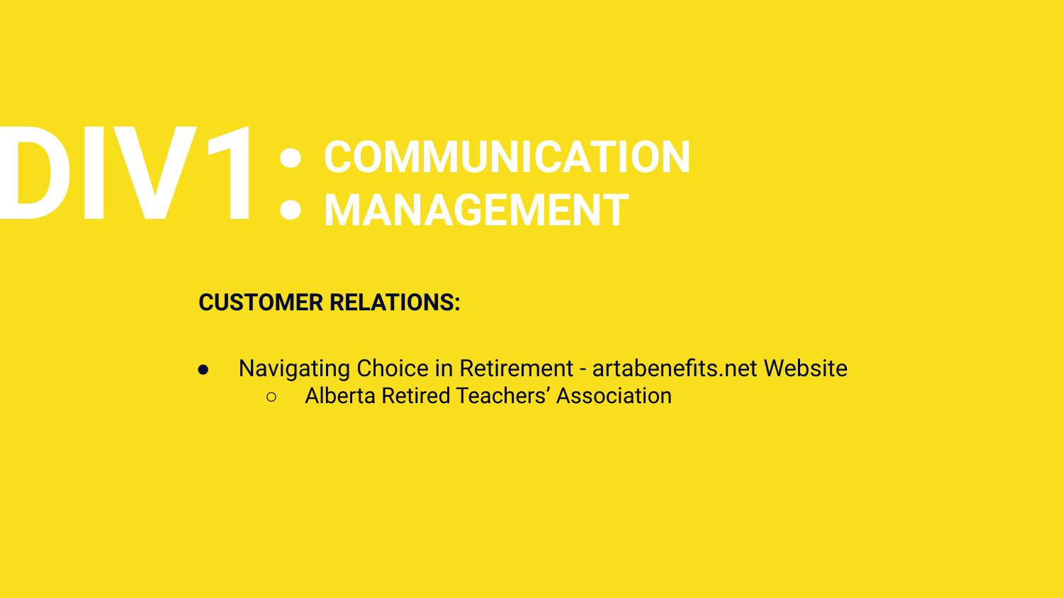# DIV1:

- **COMMUNICATION**
- **MANAGEMENT**

**CUSTOMER RELATIONS:**

- Navigating Choice in Retirement - artabenefits.net Website
  - Alberta Retired Teachers' Association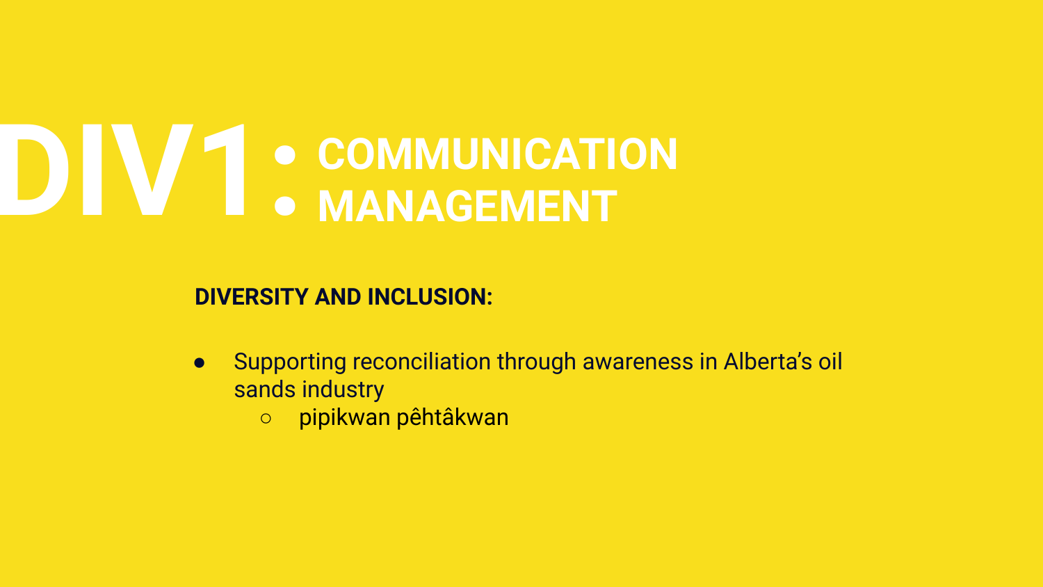# DIV1:

- **COMMUNICATION**
- **MANAGEMENT**

**DIVERSITY AND INCLUSION:**

- Supporting reconciliation through awareness in Alberta’s oil sands industry
  - pipikwan pêhtâkwan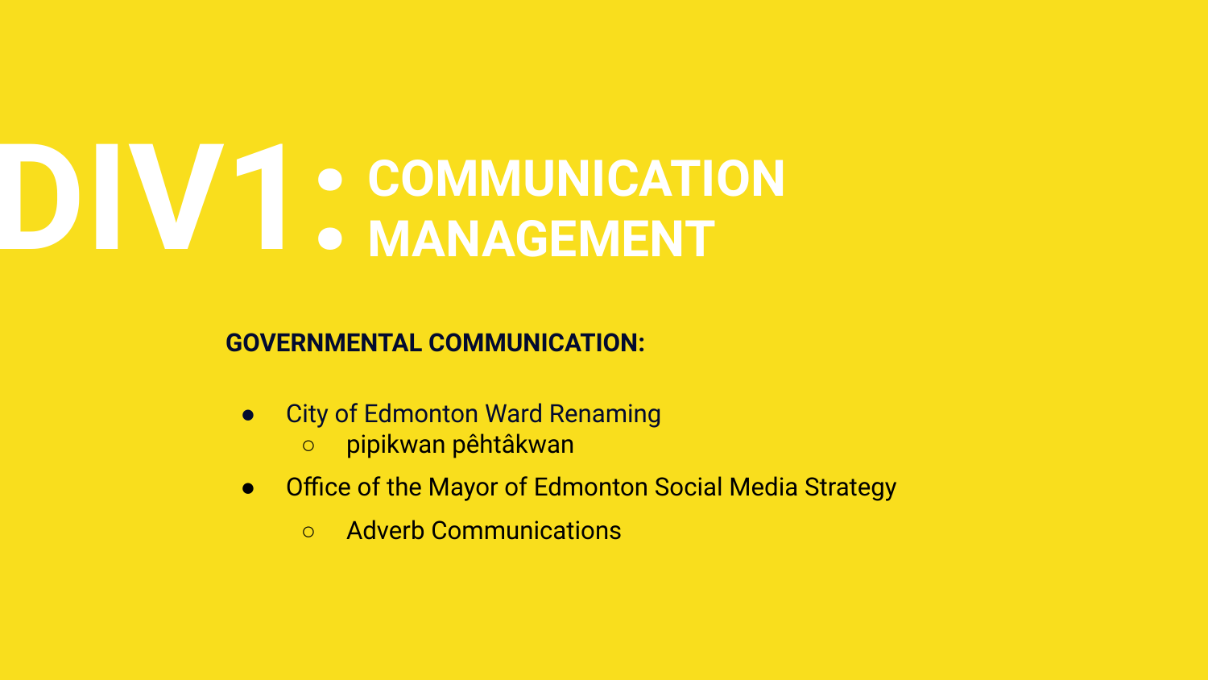# DIV1:

- COMMUNICATION
- MANAGEMENT

**GOVERNMENTAL COMMUNICATION:**

- City of Edmonton Ward Renaming
  - pipikwan pêhtâkwan
- Office of the Mayor of Edmonton Social Media Strategy
  - Adverb Communications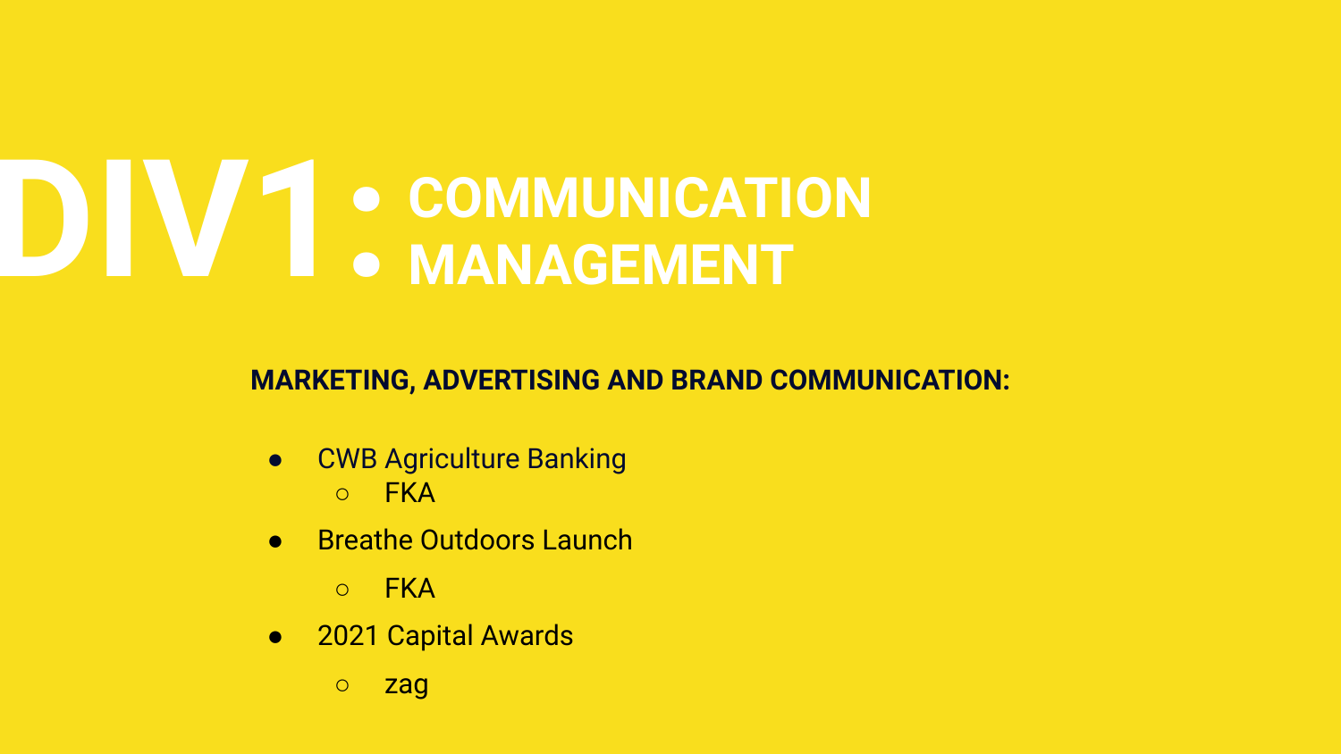# DIV1:

- **COMMUNICATION**
- **MANAGEMENT**

**MARKETING, ADVERTISING AND BRAND COMMUNICATION:**

- CWB Agriculture Banking
  - FKA
- Breathe Outdoors Launch
  - FKA
- 2021 Capital Awards
  - zag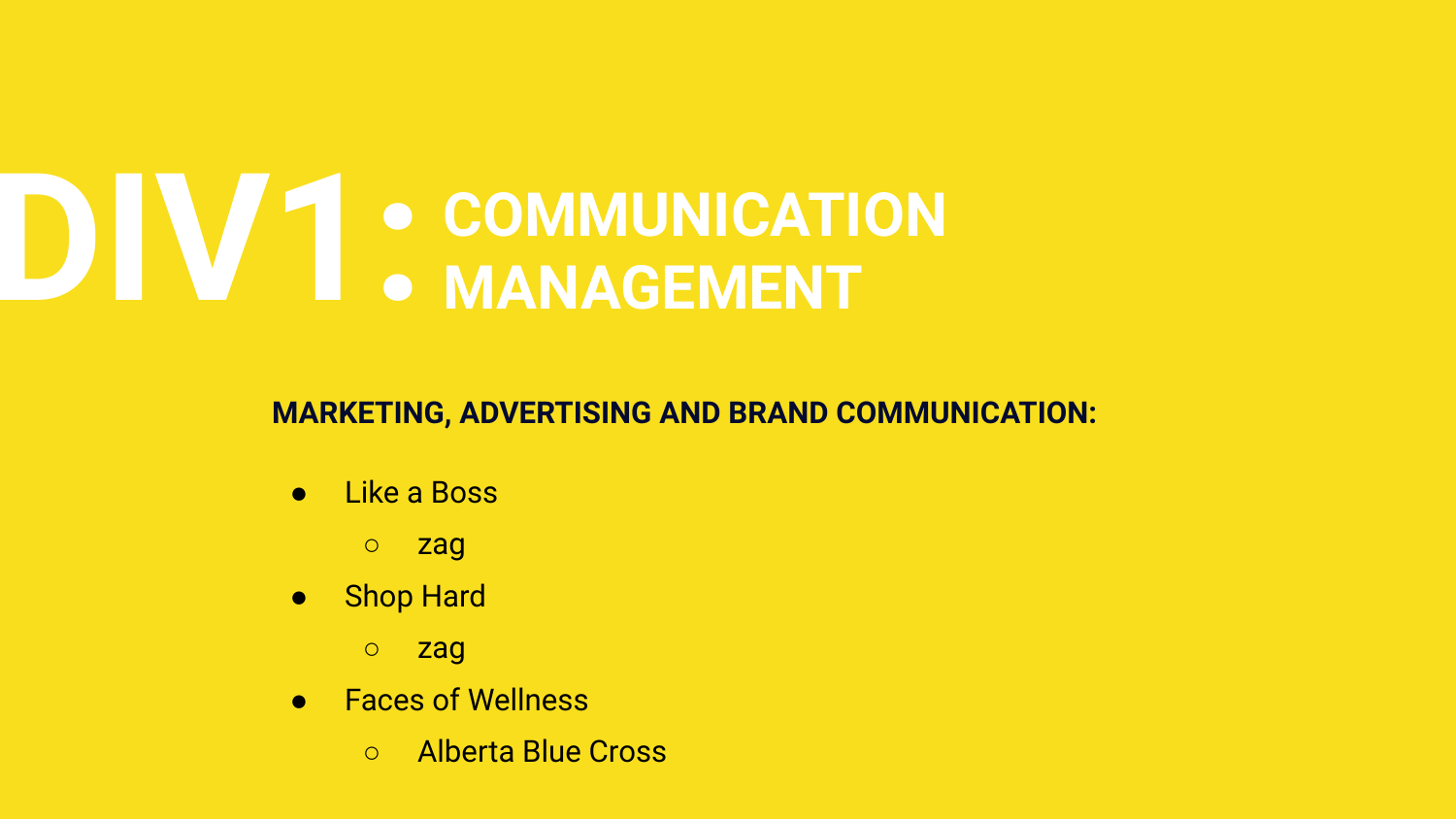# DIV1:

- COMMUNICATION
- MANAGEMENT

**MARKETING, ADVERTISING AND BRAND COMMUNICATION:**

- Like a Boss
  - zag
- Shop Hard
  - zag
- Faces of Wellness
  - Alberta Blue Cross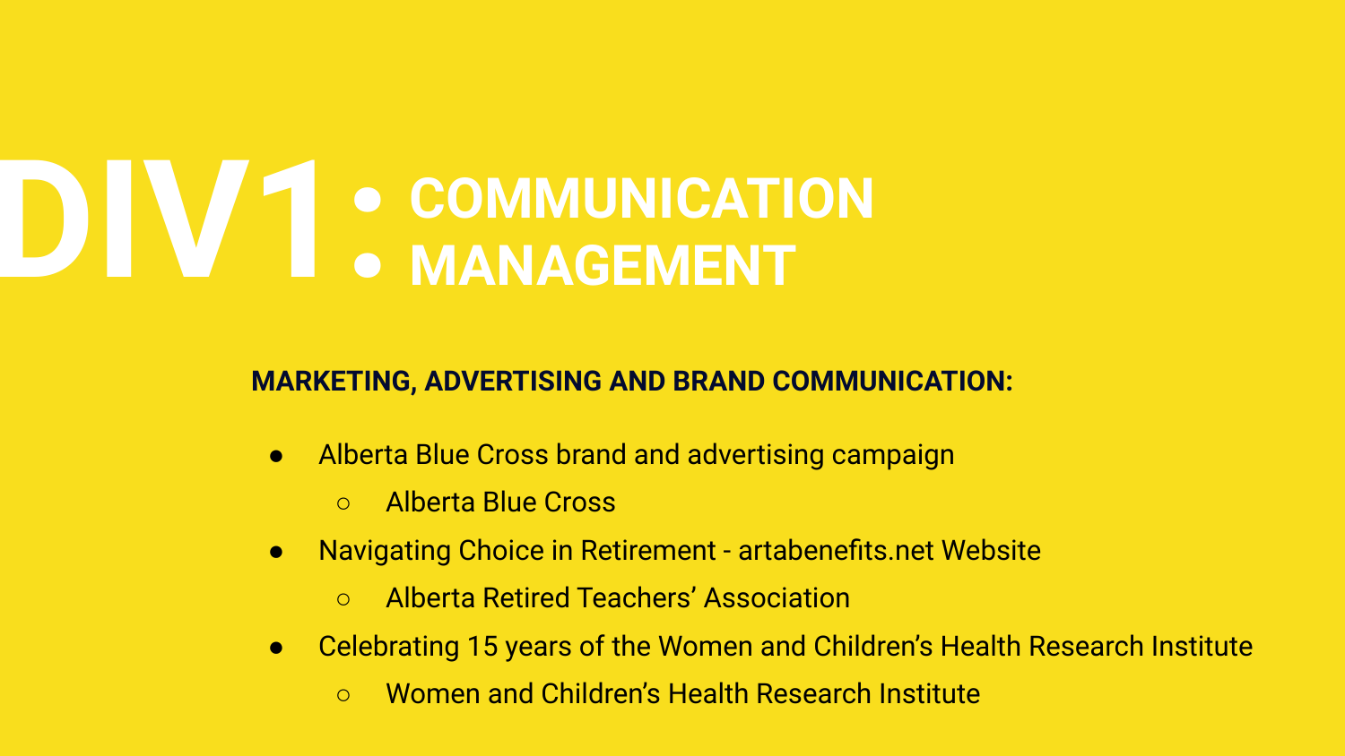# DIV1:

- COMMUNICATION
- MANAGEMENT

**MARKETING, ADVERTISING AND BRAND COMMUNICATION:**

- Alberta Blue Cross brand and advertising campaign
  - Alberta Blue Cross
- Navigating Choice in Retirement - artabenefits.net Website
  - Alberta Retired Teachers' Association
- Celebrating 15 years of the Women and Children's Health Research Institute
  - Women and Children's Health Research Institute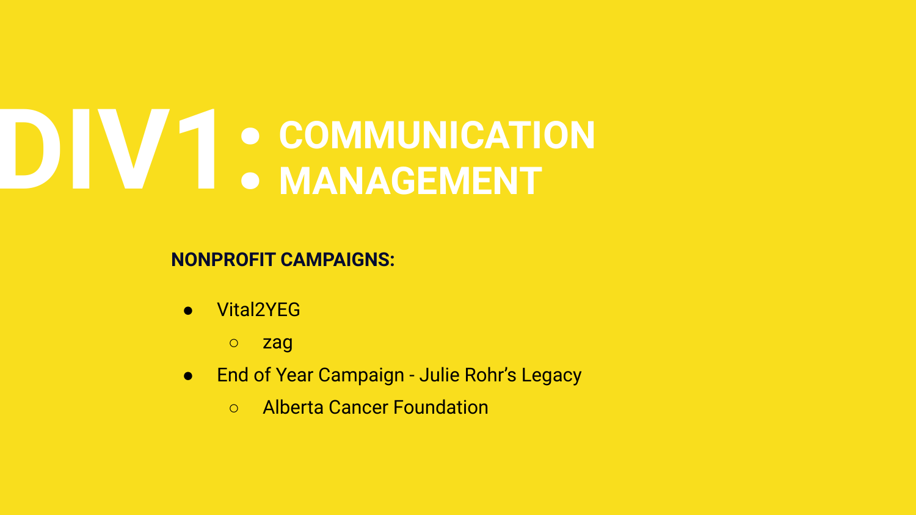# DIV1:

- COMMUNICATION
- MANAGEMENT

**NONPROFIT CAMPAIGNS:**

- Vital2YEG
  - zag
- End of Year Campaign - Julie Rohr's Legacy
  - Alberta Cancer Foundation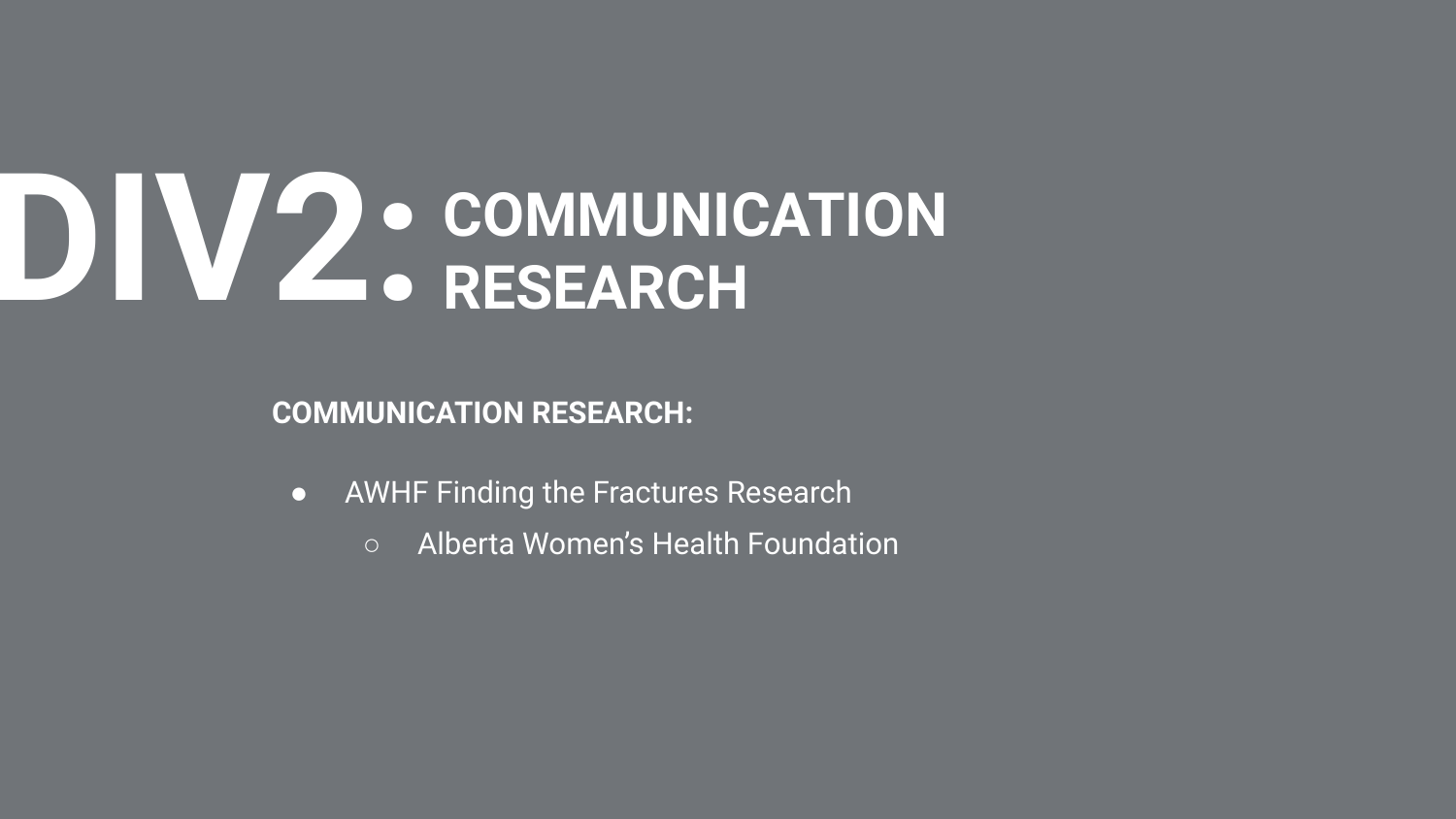# DIV2: COMMUNICATION RESEARCH

**COMMUNICATION RESEARCH:**

- AWHF Finding the Fractures Research
  - Alberta Women’s Health Foundation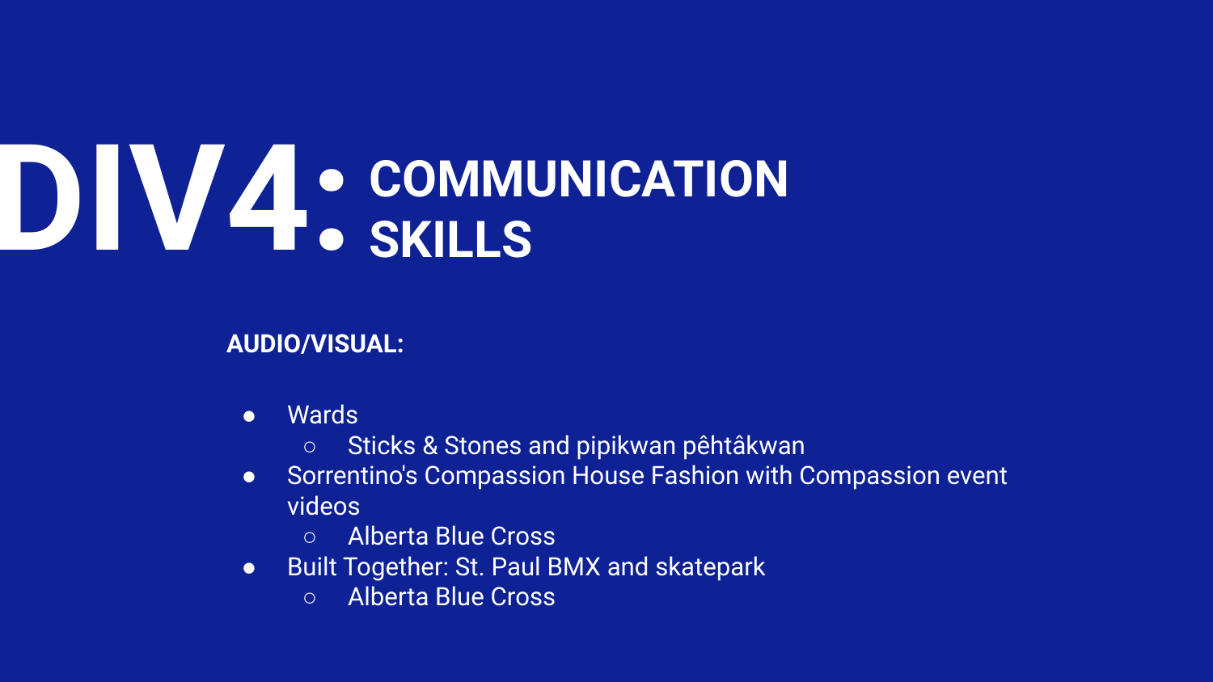# DIV4:

- **COMMUNICATION**
- **SKILLS**

**AUDIO/VISUAL:**

- Wards
  - Sticks & Stones and pipikwan pêhtâkwan
- Sorrentino's Compassion House Fashion with Compassion event videos
  - Alberta Blue Cross
- Built Together: St. Paul BMX and skatepark
  - Alberta Blue Cross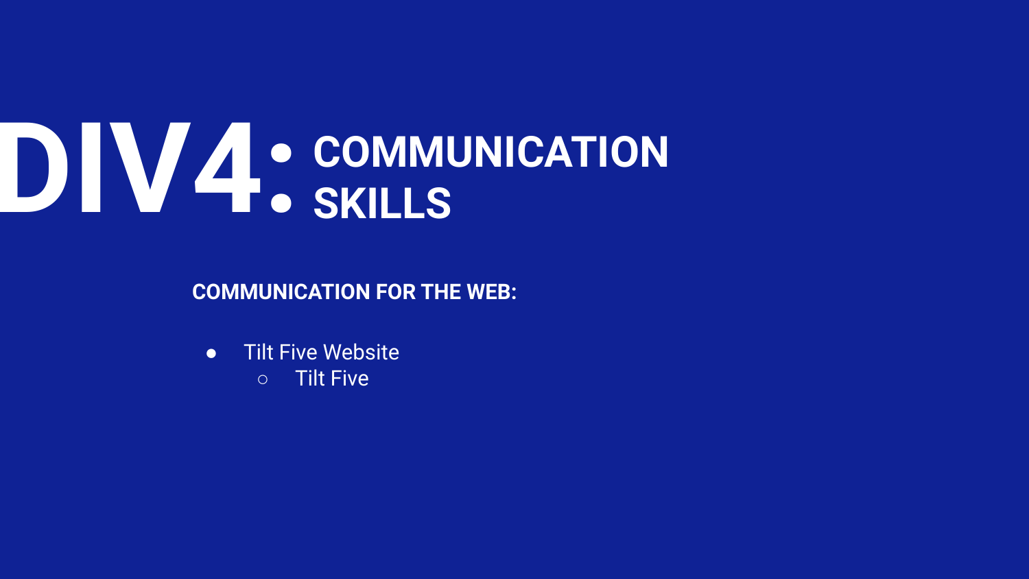# DIV4:

- **COMMUNICATION**
- **SKILLS**

**COMMUNICATION FOR THE WEB:**

- Tilt Five Website
  - Tilt Five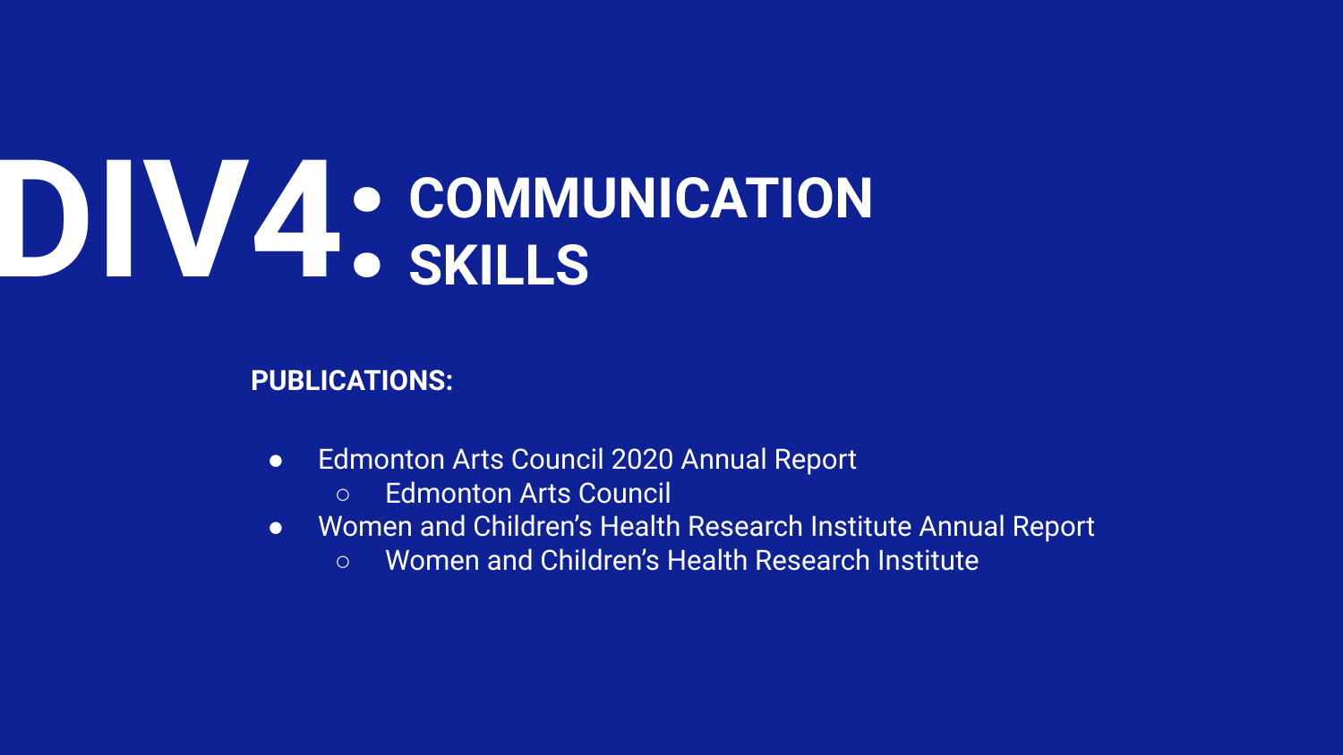# DIV4: COMMUNICATION SKILLS

**PUBLICATIONS:**

- Edmonton Arts Council 2020 Annual Report
  - Edmonton Arts Council
- Women and Children's Health Research Institute Annual Report
  - Women and Children's Health Research Institute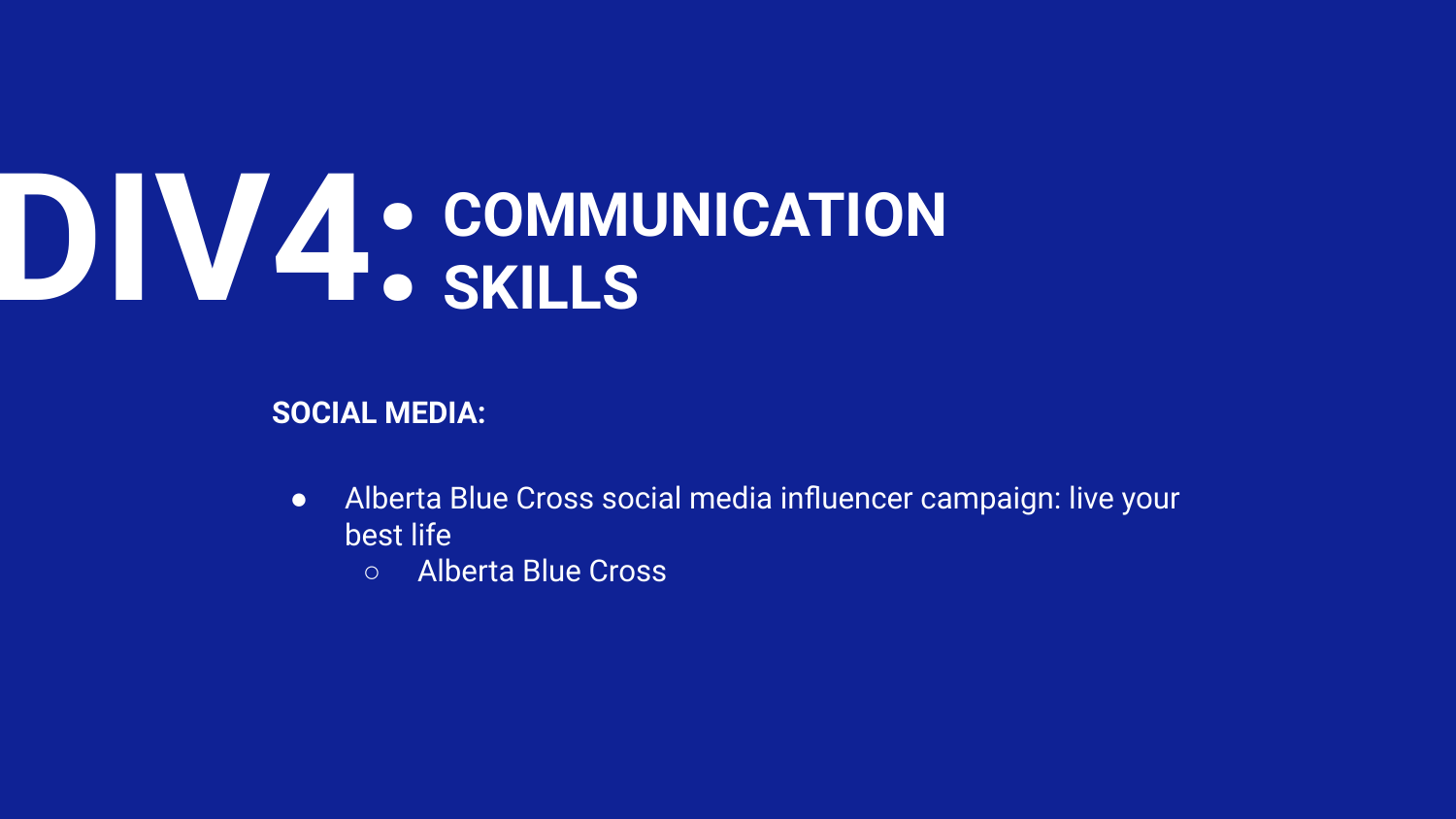# DIV4:

- **COMMUNICATION**
- **SKILLS**

**SOCIAL MEDIA:**

- Alberta Blue Cross social media influencer campaign: live your best life
  - Alberta Blue Cross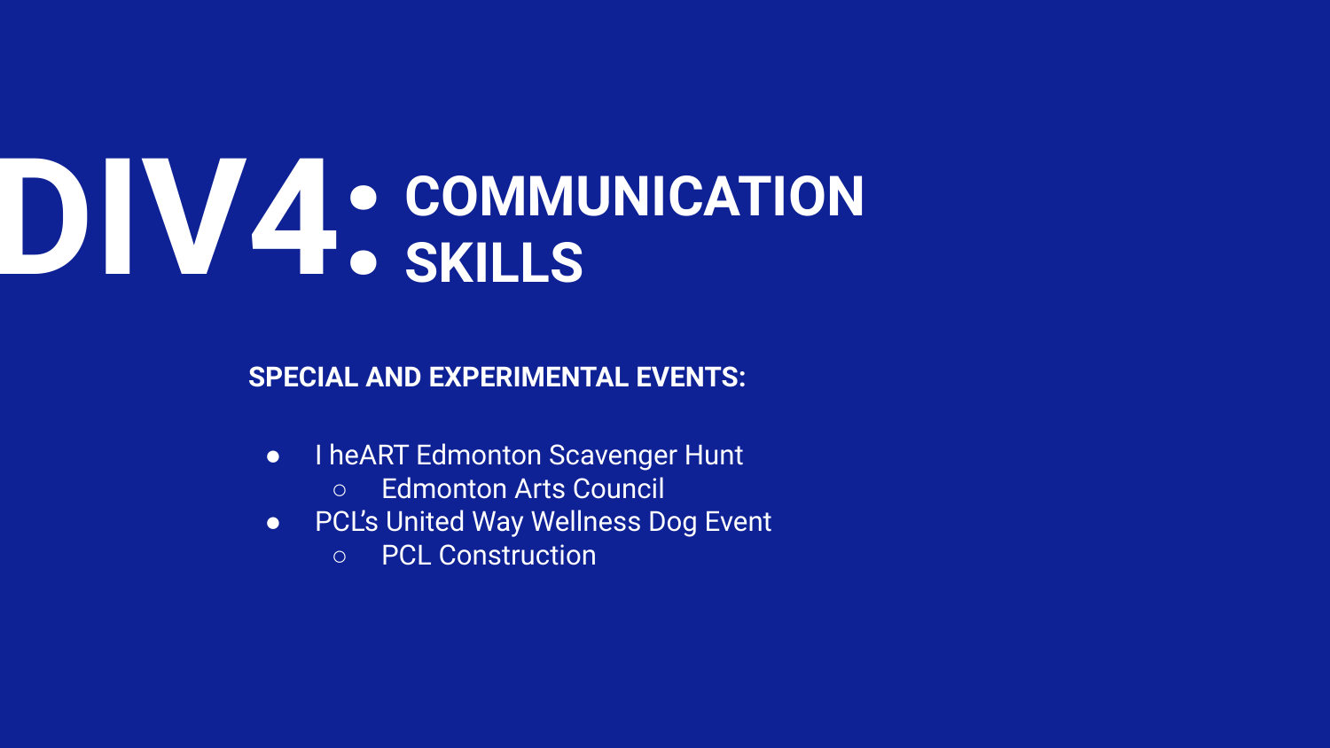# DIV4:

- **COMMUNICATION**
- **SKILLS**

**SPECIAL AND EXPERIMENTAL EVENTS:**

- I heART Edmonton Scavenger Hunt
  - Edmonton Arts Council
- PCL's United Way Wellness Dog Event
  - PCL Construction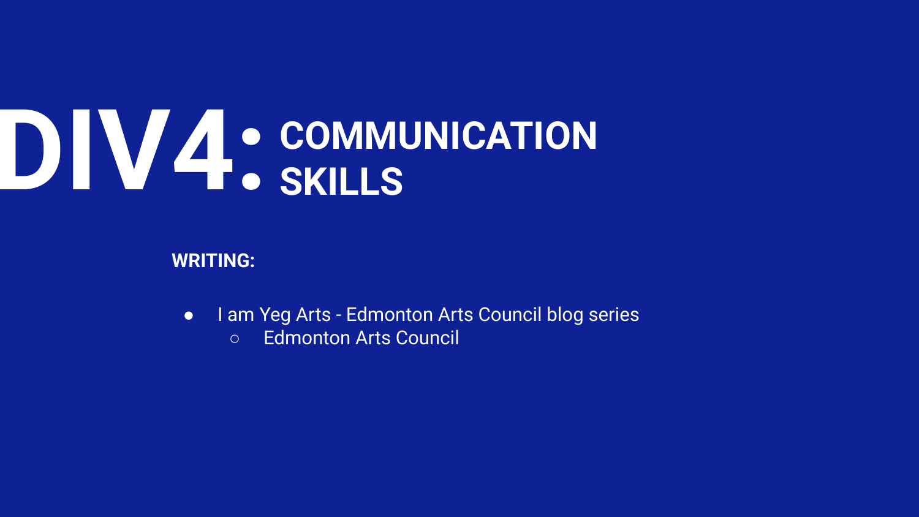# DIV4:

- **COMMUNICATION**
- **SKILLS**

**WRITING:**

- I am Yeg Arts - Edmonton Arts Council blog series
  - Edmonton Arts Council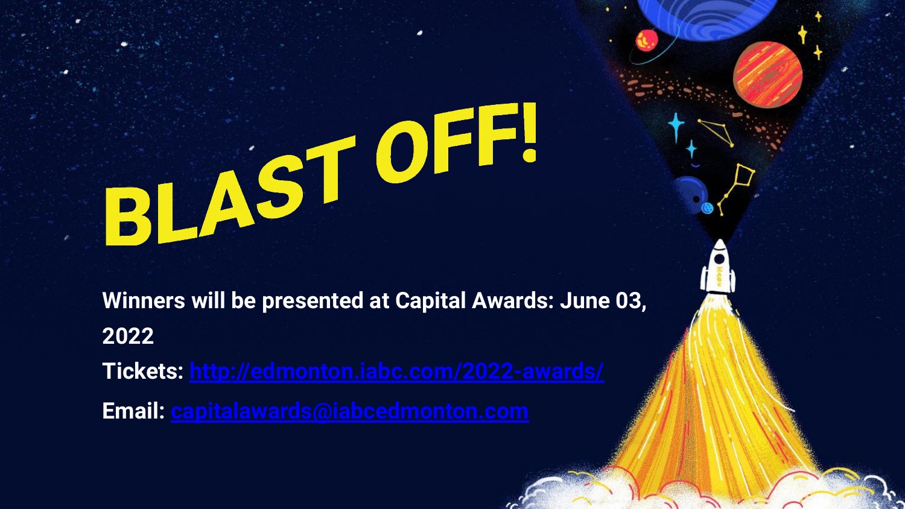# BLAST OFF!

**Winners will be presented at Capital Awards: June 03, 2022**

**Tickets: [http://edmonton.iabc.com/2022-awards/](http://edmonton.iabc.com/2022-awards/)**

**Email: [capitalawards@iabcedmonton.com](mailto:capitalawards@iabcedmonton.com)**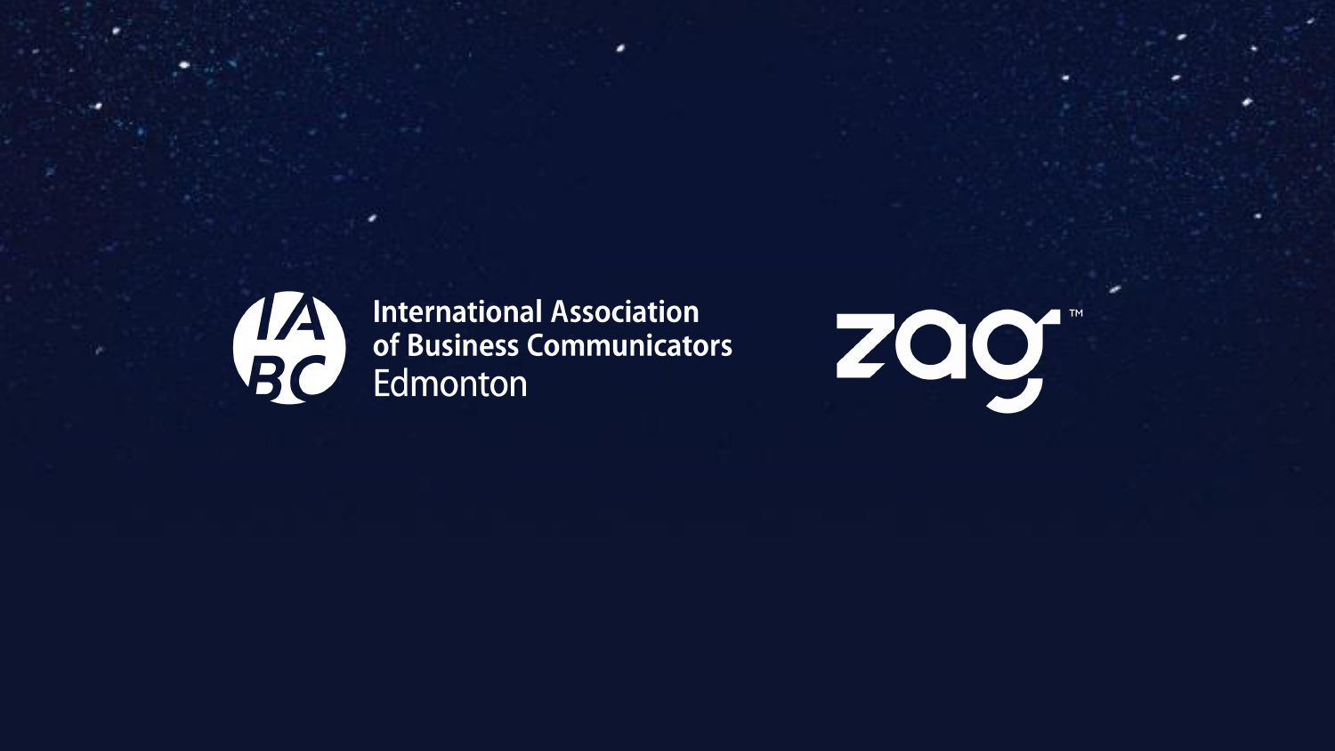International Association
of Business Communicators
Edmonton

zag™